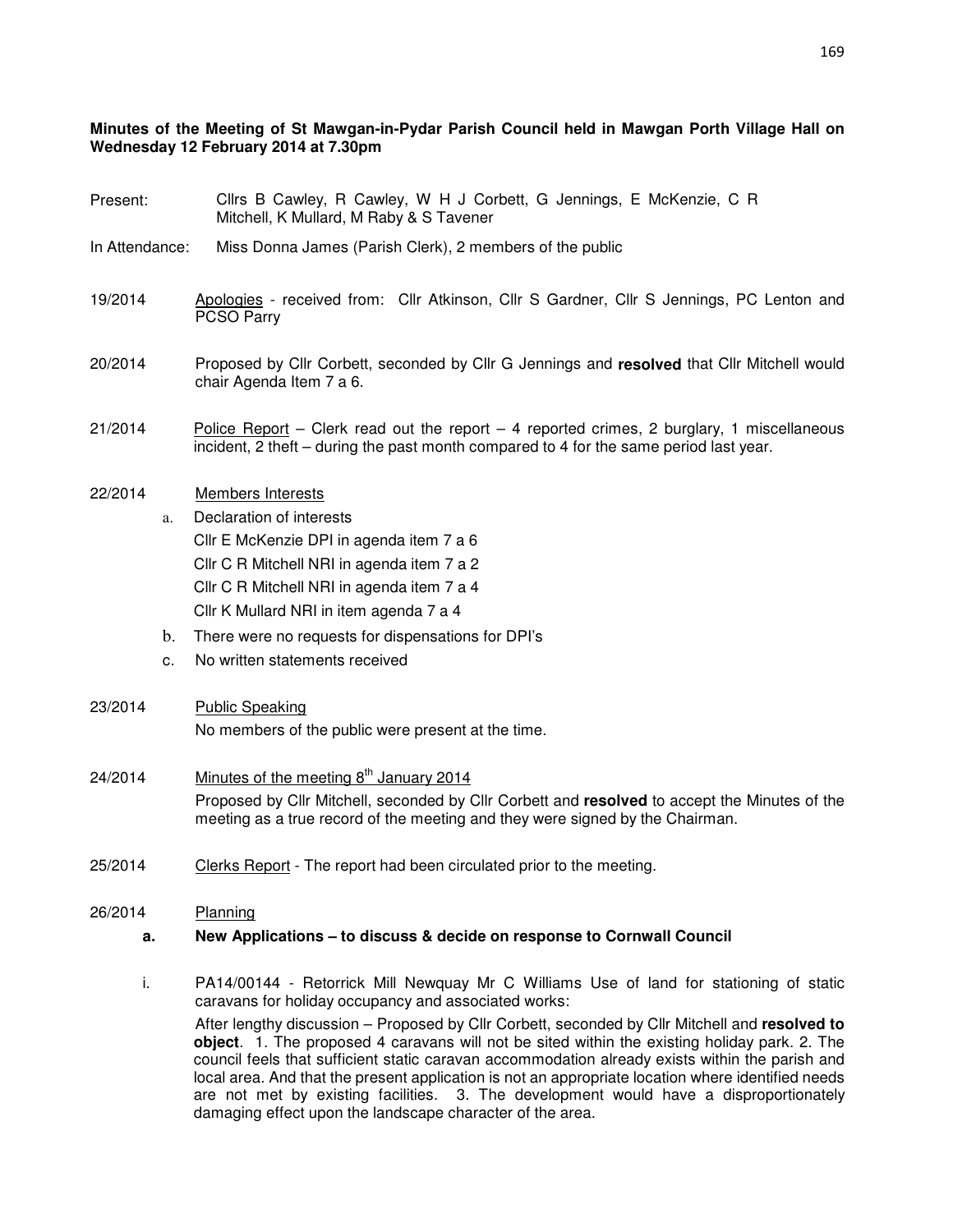**Minutes of the Meeting of St Mawgan-in-Pydar Parish Council held in Mawgan Porth Village Hall on Wednesday 12 February 2014 at 7.30pm**

Present: Cllrs B Cawley, R Cawley, W H J Corbett, G Jennings, E McKenzie, C R Mitchell, K Mullard, M Raby & S Tavener

In Attendance: Miss Donna James (Parish Clerk), 2 members of the public

19/2014 Apologies - received from: Cllr Atkinson, Cllr S Gardner, Cllr S Jennings, PC Lenton and PCSO Parry

20/2014 Proposed by Cllr Corbett, seconded by Cllr G Jennings and **resolved** that Cllr Mitchell would chair Agenda Item 7 a 6.

21/2014 Police Report – Clerk read out the report – 4 reported crimes, 2 burglary, 1 miscellaneous incident, 2 theft – during the past month compared to 4 for the same period last year.

22/2014 Members Interests

a. Declaration of interests
   Cllr E McKenzie DPI in agenda item 7 a 6
   Cllr C R Mitchell NRI in agenda item 7 a 2
   Cllr C R Mitchell NRI in agenda item 7 a 4
   Cllr K Mullard NRI in item agenda 7 a 4

b. There were no requests for dispensations for DPI's

c. No written statements received

23/2014 Public Speaking

No members of the public were present at the time.

24/2014 Minutes of the meeting 8th January 2014

Proposed by Cllr Mitchell, seconded by Cllr Corbett and **resolved** to accept the Minutes of the meeting as a true record of the meeting and they were signed by the Chairman.

25/2014 Clerks Report - The report had been circulated prior to the meeting.

26/2014 Planning

**a. New Applications – to discuss & decide on response to Cornwall Council**

i. PA14/00144 - Retorrick Mill Newquay Mr C Williams Use of land for stationing of static caravans for holiday occupancy and associated works:

After lengthy discussion – Proposed by Cllr Corbett, seconded by Cllr Mitchell and **resolved to object**. 1. The proposed 4 caravans will not be sited within the existing holiday park. 2. The council feels that sufficient static caravan accommodation already exists within the parish and local area. And that the present application is not an appropriate location where identified needs are not met by existing facilities. 3. The development would have a disproportionately damaging effect upon the landscape character of the area.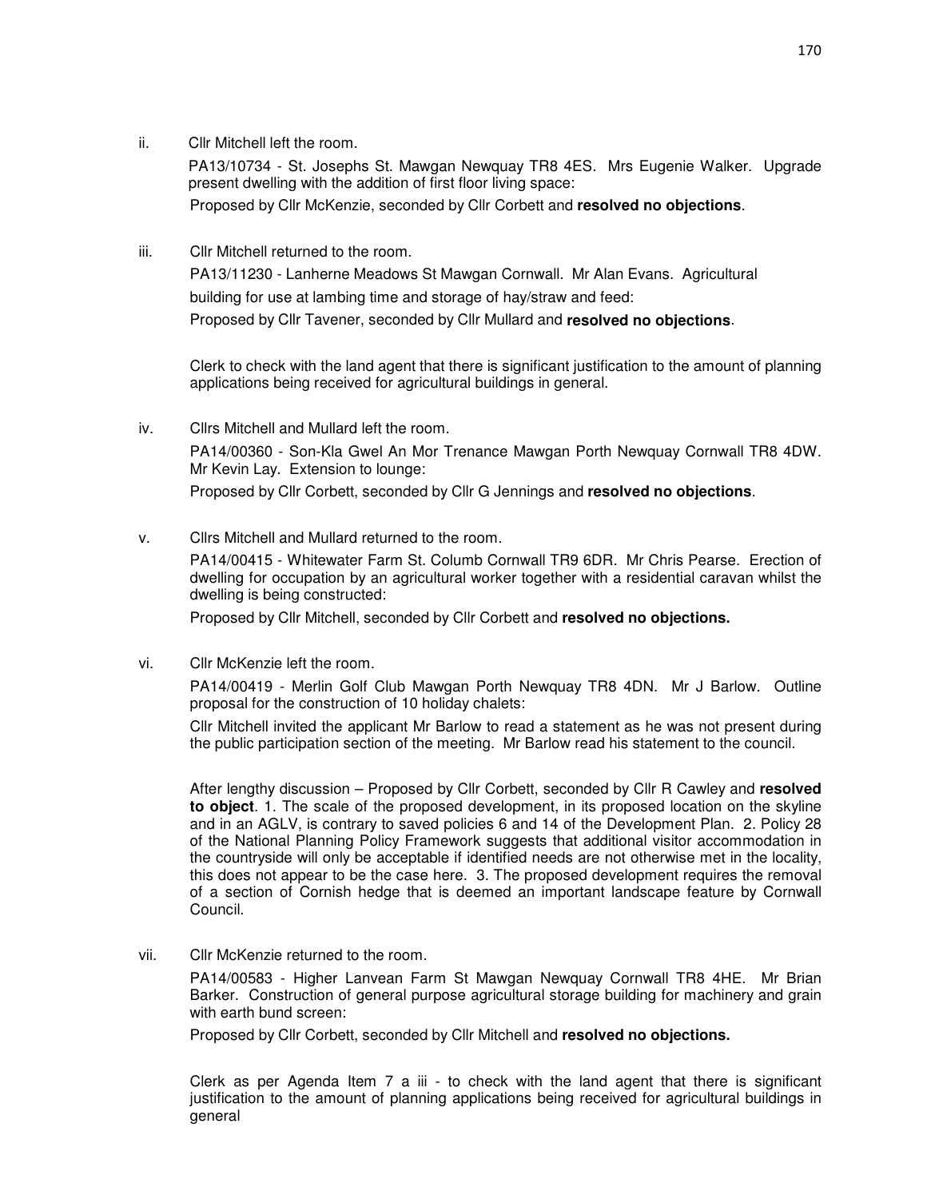ii. Cllr Mitchell left the room.

PA13/10734 - St. Josephs St. Mawgan Newquay TR8 4ES. Mrs Eugenie Walker. Upgrade present dwelling with the addition of first floor living space:

Proposed by Cllr McKenzie, seconded by Cllr Corbett and **resolved no objections**.

iii. Cllr Mitchell returned to the room.

PA13/11230 - Lanherne Meadows St Mawgan Cornwall. Mr Alan Evans. Agricultural building for use at lambing time and storage of hay/straw and feed:

Proposed by Cllr Tavener, seconded by Cllr Mullard and **resolved no objections**.

Clerk to check with the land agent that there is significant justification to the amount of planning applications being received for agricultural buildings in general.

iv. Cllrs Mitchell and Mullard left the room.

PA14/00360 - Son-Kla Gwel An Mor Trenance Mawgan Porth Newquay Cornwall TR8 4DW. Mr Kevin Lay. Extension to lounge:

Proposed by Cllr Corbett, seconded by Cllr G Jennings and **resolved no objections**.

v. Cllrs Mitchell and Mullard returned to the room.

PA14/00415 - Whitewater Farm St. Columb Cornwall TR9 6DR. Mr Chris Pearse. Erection of dwelling for occupation by an agricultural worker together with a residential caravan whilst the dwelling is being constructed:

Proposed by Cllr Mitchell, seconded by Cllr Corbett and **resolved no objections.**

vi. Cllr McKenzie left the room.

PA14/00419 - Merlin Golf Club Mawgan Porth Newquay TR8 4DN. Mr J Barlow. Outline proposal for the construction of 10 holiday chalets:

Cllr Mitchell invited the applicant Mr Barlow to read a statement as he was not present during the public participation section of the meeting. Mr Barlow read his statement to the council.

After lengthy discussion – Proposed by Cllr Corbett, seconded by Cllr R Cawley and **resolved to object**. 1. The scale of the proposed development, in its proposed location on the skyline and in an AGLV, is contrary to saved policies 6 and 14 of the Development Plan. 2. Policy 28 of the National Planning Policy Framework suggests that additional visitor accommodation in the countryside will only be acceptable if identified needs are not otherwise met in the locality, this does not appear to be the case here. 3. The proposed development requires the removal of a section of Cornish hedge that is deemed an important landscape feature by Cornwall Council.

vii. Cllr McKenzie returned to the room.

PA14/00583 - Higher Lanvean Farm St Mawgan Newquay Cornwall TR8 4HE. Mr Brian Barker. Construction of general purpose agricultural storage building for machinery and grain with earth bund screen:

Proposed by Cllr Corbett, seconded by Cllr Mitchell and **resolved no objections.**

Clerk as per Agenda Item 7 a iii - to check with the land agent that there is significant justification to the amount of planning applications being received for agricultural buildings in general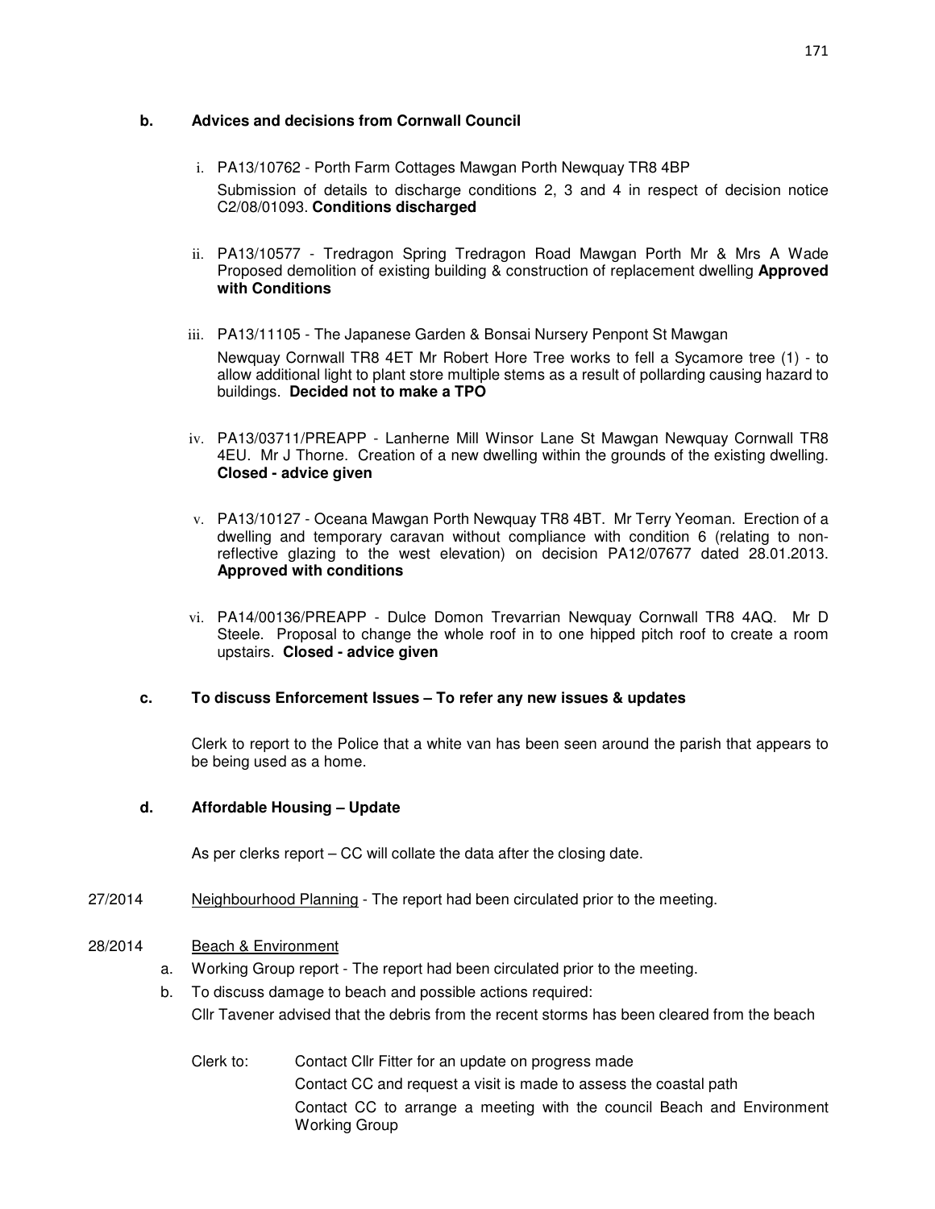**b. Advices and decisions from Cornwall Council**

i. PA13/10762 - Porth Farm Cottages Mawgan Porth Newquay TR8 4BP
Submission of details to discharge conditions 2, 3 and 4 in respect of decision notice C2/08/01093. **Conditions discharged**

ii. PA13/10577 - Tredragon Spring Tredragon Road Mawgan Porth Mr & Mrs A Wade Proposed demolition of existing building & construction of replacement dwelling **Approved with Conditions**

iii. PA13/11105 - The Japanese Garden & Bonsai Nursery Penpont St Mawgan
Newquay Cornwall TR8 4ET Mr Robert Hore Tree works to fell a Sycamore tree (1) - to allow additional light to plant store multiple stems as a result of pollarding causing hazard to buildings. **Decided not to make a TPO**

iv. PA13/03711/PREAPP - Lanherne Mill Winsor Lane St Mawgan Newquay Cornwall TR8 4EU. Mr J Thorne. Creation of a new dwelling within the grounds of the existing dwelling. **Closed - advice given**

v. PA13/10127 - Oceana Mawgan Porth Newquay TR8 4BT. Mr Terry Yeoman. Erection of a dwelling and temporary caravan without compliance with condition 6 (relating to non-reflective glazing to the west elevation) on decision PA12/07677 dated 28.01.2013. **Approved with conditions**

vi. PA14/00136/PREAPP - Dulce Domon Trevarrian Newquay Cornwall TR8 4AQ. Mr D Steele. Proposal to change the whole roof in to one hipped pitch roof to create a room upstairs. **Closed - advice given**

**c. To discuss Enforcement Issues – To refer any new issues & updates**

Clerk to report to the Police that a white van has been seen around the parish that appears to be being used as a home.

**d. Affordable Housing – Update**

As per clerks report – CC will collate the data after the closing date.

27/2014 Neighbourhood Planning - The report had been circulated prior to the meeting.

28/2014 Beach & Environment

a. Working Group report - The report had been circulated prior to the meeting.

b. To discuss damage to beach and possible actions required:
Cllr Tavener advised that the debris from the recent storms has been cleared from the beach

Clerk to: Contact Cllr Fitter for an update on progress made
Contact CC and request a visit is made to assess the coastal path
Contact CC to arrange a meeting with the council Beach and Environment Working Group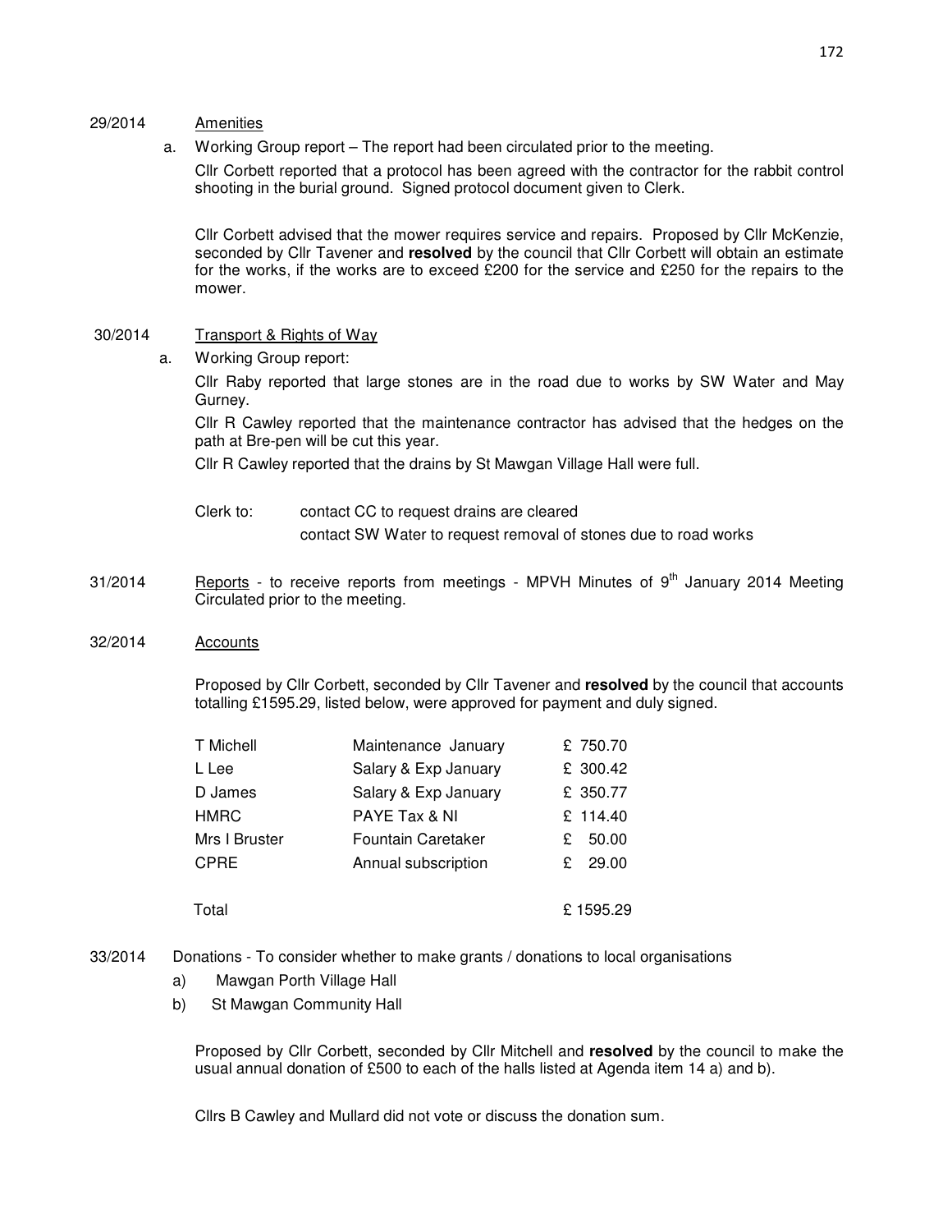29/2014 Amenities

a. Working Group report – The report had been circulated prior to the meeting.

Cllr Corbett reported that a protocol has been agreed with the contractor for the rabbit control shooting in the burial ground. Signed protocol document given to Clerk.

Cllr Corbett advised that the mower requires service and repairs. Proposed by Cllr McKenzie, seconded by Cllr Tavener and **resolved** by the council that Cllr Corbett will obtain an estimate for the works, if the works are to exceed £200 for the service and £250 for the repairs to the mower.

30/2014 Transport & Rights of Way

a. Working Group report:

Cllr Raby reported that large stones are in the road due to works by SW Water and May Gurney.

Cllr R Cawley reported that the maintenance contractor has advised that the hedges on the path at Bre-pen will be cut this year.

Cllr R Cawley reported that the drains by St Mawgan Village Hall were full.

Clerk to: contact CC to request drains are cleared
contact SW Water to request removal of stones due to road works

31/2014 Reports - to receive reports from meetings - MPVH Minutes of 9th January 2014 Meeting Circulated prior to the meeting.

32/2014 Accounts

Proposed by Cllr Corbett, seconded by Cllr Tavener and **resolved** by the council that accounts totalling £1595.29, listed below, were approved for payment and duly signed.

| | | |
|---|---|---|
| T Michell | Maintenance January | £ 750.70 |
| L Lee | Salary & Exp January | £ 300.42 |
| D James | Salary & Exp January | £ 350.77 |
| HMRC | PAYE Tax & NI | £ 114.40 |
| Mrs I Bruster | Fountain Caretaker | £ 50.00 |
| CPRE | Annual subscription | £ 29.00 |
| Total | | £ 1595.29 |

33/2014 Donations - To consider whether to make grants / donations to local organisations

a) Mawgan Porth Village Hall
b) St Mawgan Community Hall

Proposed by Cllr Corbett, seconded by Cllr Mitchell and **resolved** by the council to make the usual annual donation of £500 to each of the halls listed at Agenda item 14 a) and b).

Cllrs B Cawley and Mullard did not vote or discuss the donation sum.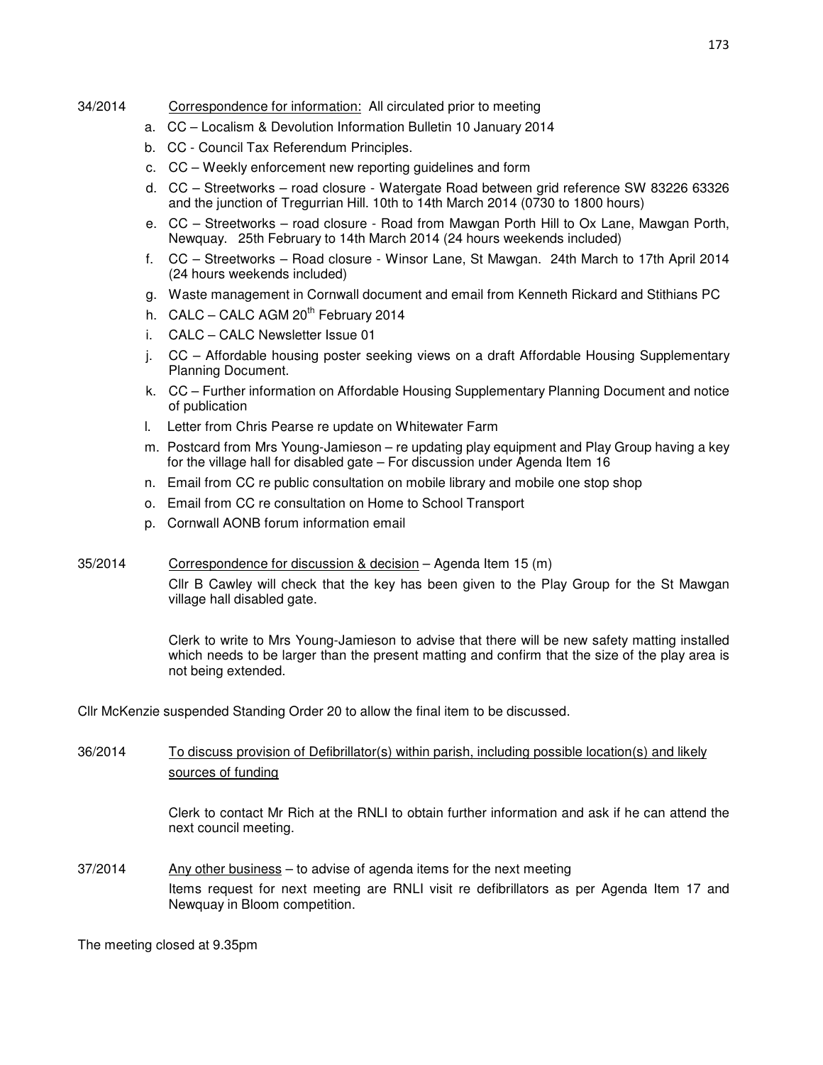34/2014 Correspondence for information: All circulated prior to meeting

a. CC – Localism & Devolution Information Bulletin 10 January 2014
b. CC - Council Tax Referendum Principles.
c. CC – Weekly enforcement new reporting guidelines and form
d. CC – Streetworks – road closure - Watergate Road between grid reference SW 83226 63326 and the junction of Tregurrian Hill. 10th to 14th March 2014 (0730 to 1800 hours)
e. CC – Streetworks – road closure - Road from Mawgan Porth Hill to Ox Lane, Mawgan Porth, Newquay. 25th February to 14th March 2014 (24 hours weekends included)
f. CC – Streetworks – Road closure - Winsor Lane, St Mawgan. 24th March to 17th April 2014 (24 hours weekends included)
g. Waste management in Cornwall document and email from Kenneth Rickard and Stithians PC
h. CALC – CALC AGM 20th February 2014
i. CALC – CALC Newsletter Issue 01
j. CC – Affordable housing poster seeking views on a draft Affordable Housing Supplementary Planning Document.
k. CC – Further information on Affordable Housing Supplementary Planning Document and notice of publication
l. Letter from Chris Pearse re update on Whitewater Farm
m. Postcard from Mrs Young-Jamieson – re updating play equipment and Play Group having a key for the village hall for disabled gate – For discussion under Agenda Item 16
n. Email from CC re public consultation on mobile library and mobile one stop shop
o. Email from CC re consultation on Home to School Transport
p. Cornwall AONB forum information email

35/2014 Correspondence for discussion & decision – Agenda Item 15 (m)

Cllr B Cawley will check that the key has been given to the Play Group for the St Mawgan village hall disabled gate.

Clerk to write to Mrs Young-Jamieson to advise that there will be new safety matting installed which needs to be larger than the present matting and confirm that the size of the play area is not being extended.

Cllr McKenzie suspended Standing Order 20 to allow the final item to be discussed.

36/2014 To discuss provision of Defibrillator(s) within parish, including possible location(s) and likely sources of funding

Clerk to contact Mr Rich at the RNLI to obtain further information and ask if he can attend the next council meeting.

37/2014 Any other business – to advise of agenda items for the next meeting

Items request for next meeting are RNLI visit re defibrillators as per Agenda Item 17 and Newquay in Bloom competition.

The meeting closed at 9.35pm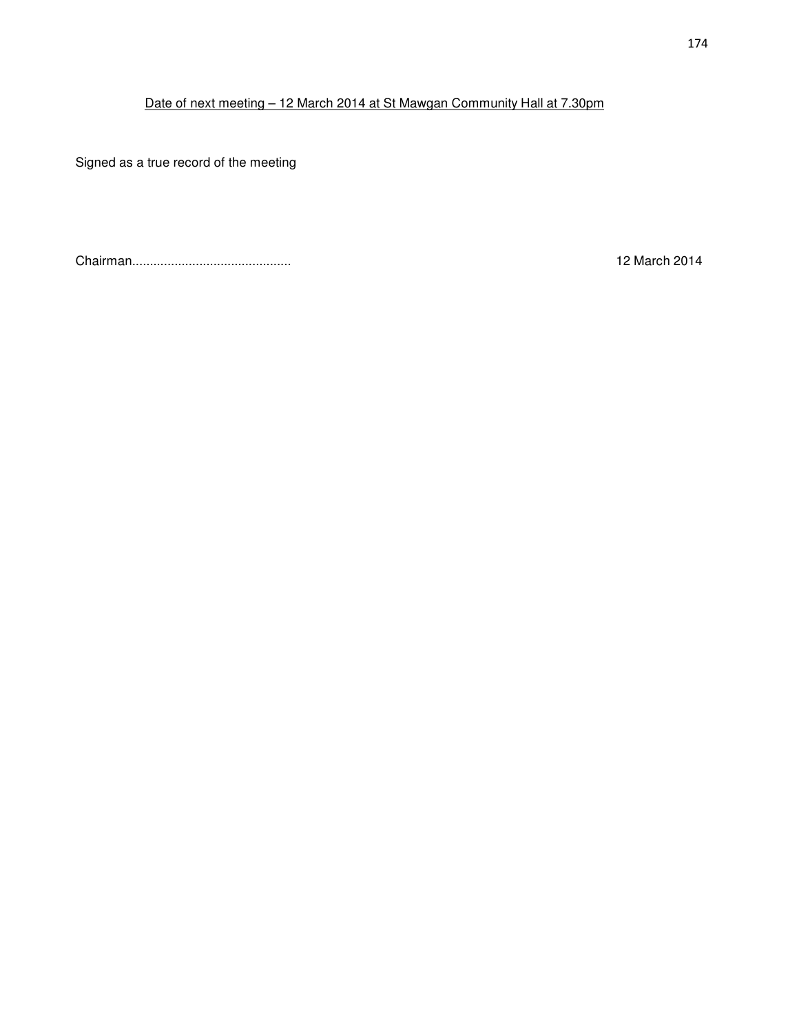Date of next meeting – 12 March 2014 at St Mawgan Community Hall at 7.30pm

Signed as a true record of the meeting

Chairman............................................ 12 March 2014